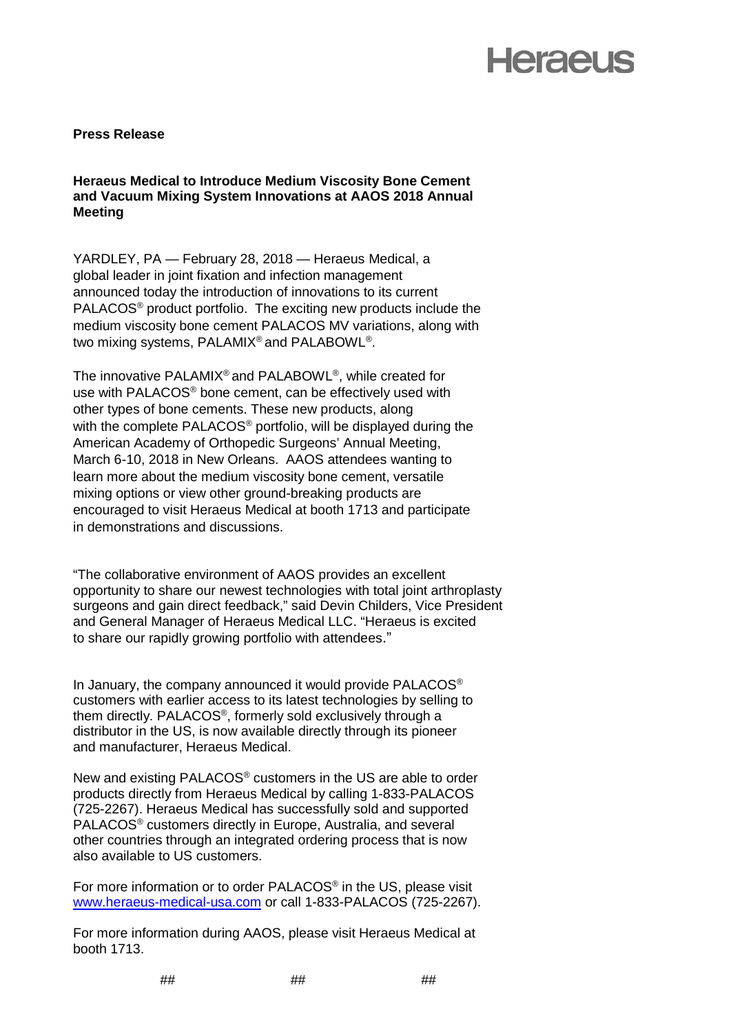Heraeus

**Press Release**

**Heraeus Medical to Introduce Medium Viscosity Bone Cement and Vacuum Mixing System Innovations at AAOS 2018 Annual Meeting**

YARDLEY, PA — February 28, 2018 — Heraeus Medical, a global leader in joint fixation and infection management announced today the introduction of innovations to its current PALACOS® product portfolio. The exciting new products include the medium viscosity bone cement PALACOS MV variations, along with two mixing systems, PALAMIX® and PALABOWL®.

The innovative PALAMIX® and PALABOWL®, while created for use with PALACOS® bone cement, can be effectively used with other types of bone cements. These new products, along with the complete PALACOS® portfolio, will be displayed during the American Academy of Orthopedic Surgeons' Annual Meeting, March 6-10, 2018 in New Orleans. AAOS attendees wanting to learn more about the medium viscosity bone cement, versatile mixing options or view other ground-breaking products are encouraged to visit Heraeus Medical at booth 1713 and participate in demonstrations and discussions.

"The collaborative environment of AAOS provides an excellent opportunity to share our newest technologies with total joint arthroplasty surgeons and gain direct feedback," said Devin Childers, Vice President and General Manager of Heraeus Medical LLC. "Heraeus is excited to share our rapidly growing portfolio with attendees."

In January, the company announced it would provide PALACOS® customers with earlier access to its latest technologies by selling to them directly. PALACOS®, formerly sold exclusively through a distributor in the US, is now available directly through its pioneer and manufacturer, Heraeus Medical.

New and existing PALACOS® customers in the US are able to order products directly from Heraeus Medical by calling 1-833-PALACOS (725-2267). Heraeus Medical has successfully sold and supported PALACOS® customers directly in Europe, Australia, and several other countries through an integrated ordering process that is now also available to US customers.

For more information or to order PALACOS® in the US, please visit [www.heraeus-medical-usa.com](http://www.heraeus-medical-usa.com) or call 1-833-PALACOS (725-2267).

For more information during AAOS, please visit Heraeus Medical at booth 1713.

## ## ##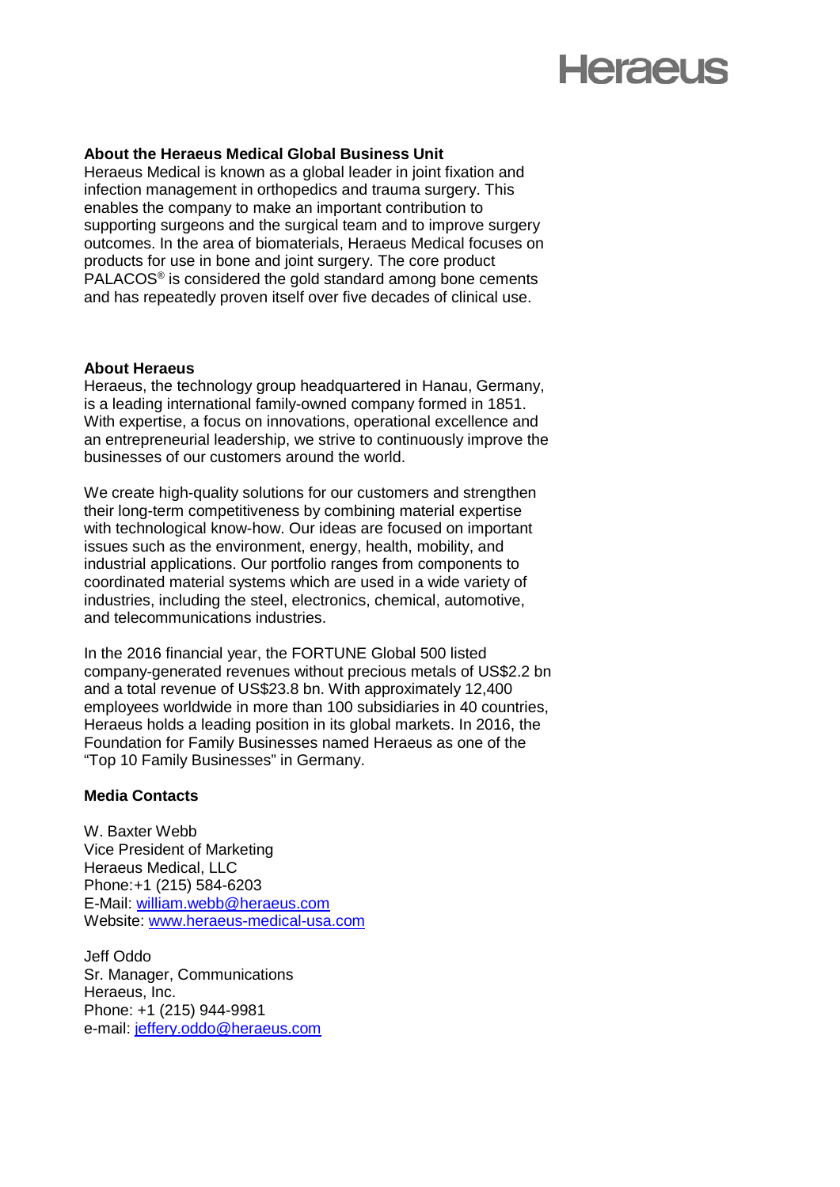### About the Heraeus Medical Global Business Unit

Heraeus Medical is known as a global leader in joint fixation and infection management in orthopedics and trauma surgery. This enables the company to make an important contribution to supporting surgeons and the surgical team and to improve surgery outcomes. In the area of biomaterials, Heraeus Medical focuses on products for use in bone and joint surgery. The core product PALACOS® is considered the gold standard among bone cements and has repeatedly proven itself over five decades of clinical use.

### About Heraeus

Heraeus, the technology group headquartered in Hanau, Germany, is a leading international family-owned company formed in 1851. With expertise, a focus on innovations, operational excellence and an entrepreneurial leadership, we strive to continuously improve the businesses of our customers around the world.

We create high-quality solutions for our customers and strengthen their long-term competitiveness by combining material expertise with technological know-how. Our ideas are focused on important issues such as the environment, energy, health, mobility, and industrial applications. Our portfolio ranges from components to coordinated material systems which are used in a wide variety of industries, including the steel, electronics, chemical, automotive, and telecommunications industries.

In the 2016 financial year, the FORTUNE Global 500 listed company-generated revenues without precious metals of US$2.2 bn and a total revenue of US$23.8 bn. With approximately 12,400 employees worldwide in more than 100 subsidiaries in 40 countries, Heraeus holds a leading position in its global markets. In 2016, the Foundation for Family Businesses named Heraeus as one of the "Top 10 Family Businesses" in Germany.

### Media Contacts

W. Baxter Webb
Vice President of Marketing
Heraeus Medical, LLC
Phone:+1 (215) 584-6203
E-Mail: william.webb@heraeus.com
Website: www.heraeus-medical-usa.com

Jeff Oddo
Sr. Manager, Communications
Heraeus, Inc.
Phone: +1 (215) 944-9981
e-mail: jeffery.oddo@heraeus.com